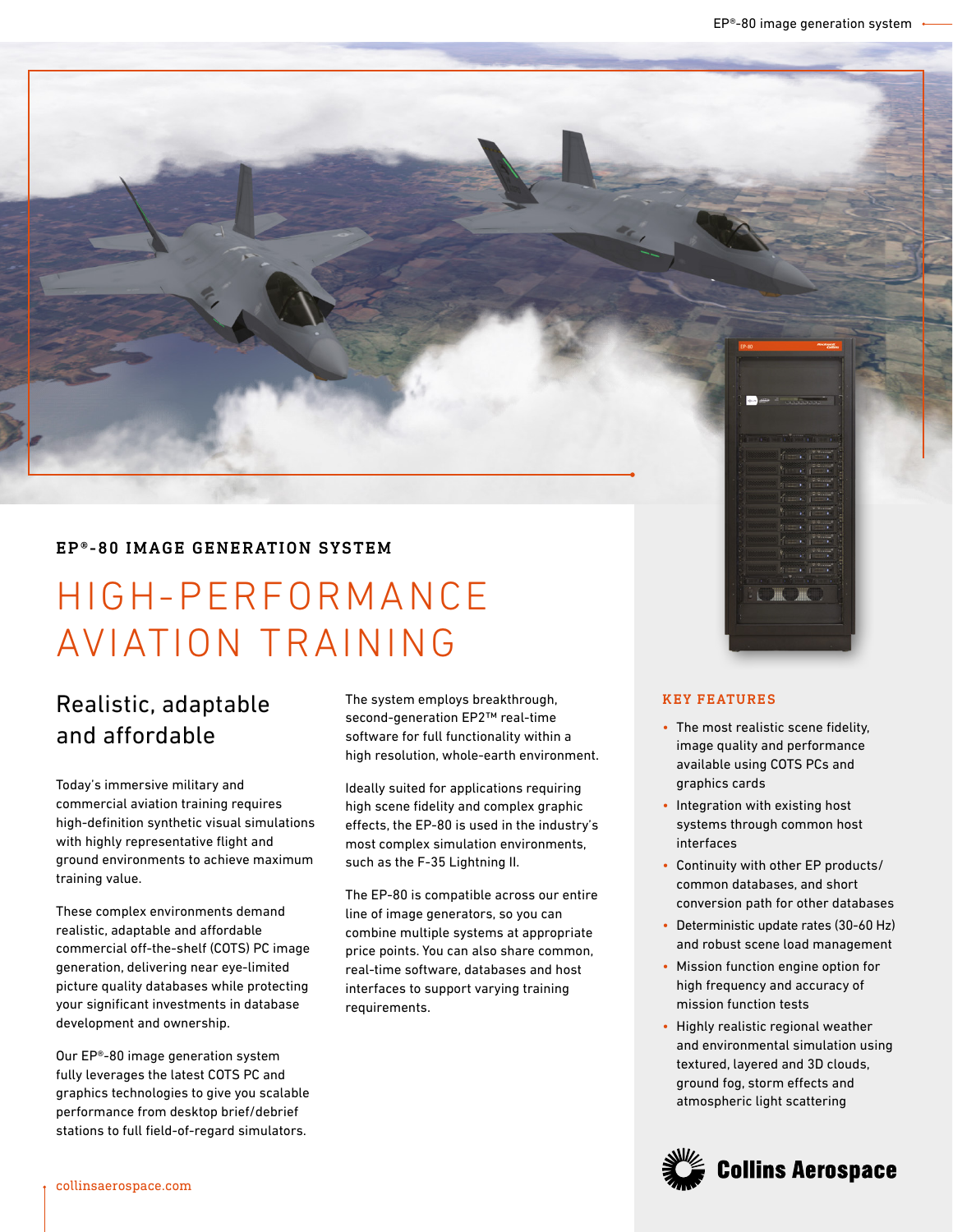# EP®-80 IMAGE GENERATION SYSTEM

# HIGH-PERFORMANCE AVIATION TRAINING

## Realistic, adaptable and affordable

Today's immersive military and commercial aviation training requires high-definition synthetic visual simulations with highly representative flight and ground environments to achieve maximum training value.

These complex environments demand realistic, adaptable and affordable commercial off-the-shelf (COTS) PC image generation, delivering near eye-limited picture quality databases while protecting your significant investments in database development and ownership.

Our EP®-80 image generation system fully leverages the latest COTS PC and graphics technologies to give you scalable performance from desktop brief/debrief stations to full field-of-regard simulators.

The system employs breakthrough, second-generation EP2™ real-time software for full functionality within a high resolution, whole-earth environment.

Ideally suited for applications requiring high scene fidelity and complex graphic effects, the EP-80 is used in the industry's most complex simulation environments, such as the F-35 Lightning II.

The EP-80 is compatible across our entire line of image generators, so you can combine multiple systems at appropriate price points. You can also share common, real-time software, databases and host interfaces to support varying training requirements.

### KEY FEATURES

- The most realistic scene fidelity, image quality and performance available using COTS PCs and graphics cards
- Integration with existing host systems through common host interfaces
- Continuity with other EP products/ common databases, and short conversion path for other databases
- Deterministic update rates (30-60 Hz) and robust scene load management
- Mission function engine option for high frequency and accuracy of mission function tests
- Highly realistic regional weather and environmental simulation using textured, layered and 3D clouds, ground fog, storm effects and atmospheric light scattering

Collins Aerospace

collinsaerospace.com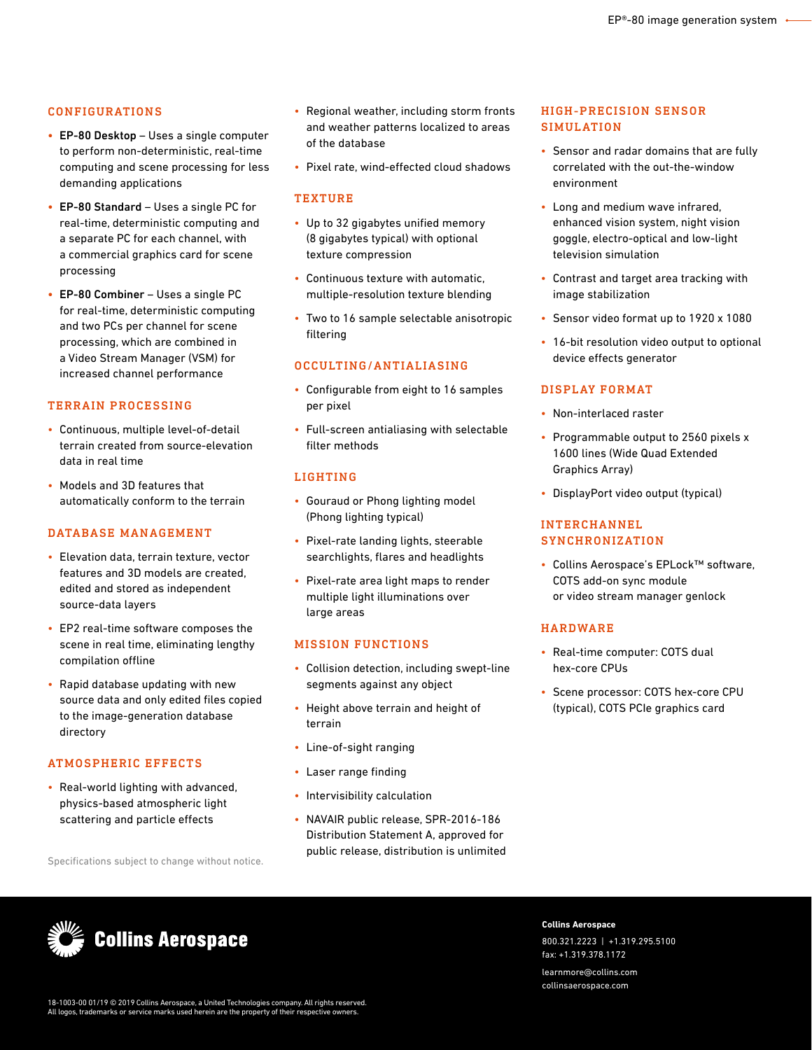## CONFIGURATIONS

- **EP-80 Desktop** – Uses a single computer to perform non-deterministic, real-time computing and scene processing for less demanding applications
- **EP-80 Standard** – Uses a single PC for real-time, deterministic computing and a separate PC for each channel, with a commercial graphics card for scene processing
- **EP-80 Combiner** – Uses a single PC for real-time, deterministic computing and two PCs per channel for scene processing, which are combined in a Video Stream Manager (VSM) for increased channel performance

## TERRAIN PROCESSING

- Continuous, multiple level-of-detail terrain created from source-elevation data in real time
- Models and 3D features that automatically conform to the terrain

## DATABASE MANAGEMENT

- Elevation data, terrain texture, vector features and 3D models are created, edited and stored as independent source-data layers
- EP2 real-time software composes the scene in real time, eliminating lengthy compilation offline
- Rapid database updating with new source data and only edited files copied to the image-generation database directory

## ATMOSPHERIC EFFECTS

- Real-world lighting with advanced, physics-based atmospheric light scattering and particle effects
- Regional weather, including storm fronts and weather patterns localized to areas of the database
- Pixel rate, wind-effected cloud shadows

## TEXTURE

- Up to 32 gigabytes unified memory (8 gigabytes typical) with optional texture compression
- Continuous texture with automatic, multiple-resolution texture blending
- Two to 16 sample selectable anisotropic filtering

## OCCULTING/ANTIALIASING

- Configurable from eight to 16 samples per pixel
- Full-screen antialiasing with selectable filter methods

## LIGHTING

- Gouraud or Phong lighting model (Phong lighting typical)
- Pixel-rate landing lights, steerable searchlights, flares and headlights
- Pixel-rate area light maps to render multiple light illuminations over large areas

## MISSION FUNCTIONS

- Collision detection, including swept-line segments against any object
- Height above terrain and height of terrain
- Line-of-sight ranging
- Laser range finding
- Intervisibility calculation
- NAVAIR public release, SPR-2016-186 Distribution Statement A, approved for public release, distribution is unlimited

## HIGH-PRECISION SENSOR SIMULATION

- Sensor and radar domains that are fully correlated with the out-the-window environment
- Long and medium wave infrared, enhanced vision system, night vision goggle, electro-optical and low-light television simulation
- Contrast and target area tracking with image stabilization
- Sensor video format up to 1920 x 1080
- 16-bit resolution video output to optional device effects generator

## DISPLAY FORMAT

- Non-interlaced raster
- Programmable output to 2560 pixels x 1600 lines (Wide Quad Extended Graphics Array)
- DisplayPort video output (typical)

## INTERCHANNEL SYNCHRONIZATION

- Collins Aerospace's EPLock™ software, COTS add-on sync module or video stream manager genlock

## HARDWARE

- Real-time computer: COTS dual hex-core CPUs
- Scene processor: COTS hex-core CPU (typical), COTS PCIe graphics card

Specifications subject to change without notice.

**Collins Aerospace**

**Collins Aerospace**
800.321.2223 | +1.319.295.5100
fax: +1.319.378.1172

learnmore@collins.com
collinsaerospace.com

18-1003-00 01/19 © 2019 Collins Aerospace, a United Technologies company. All rights reserved.
All logos, trademarks or service marks used herein are the property of their respective owners.